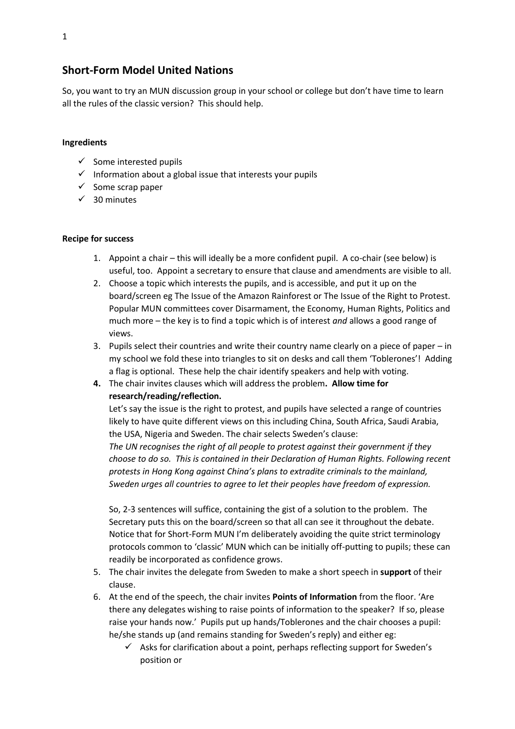## Short-Form Model United Nations

So, you want to try an MUN discussion group in your school or college but don't have time to learn all the rules of the classic version? This should help.

**Ingredients**

- ✓ Some interested pupils
- ✓ Information about a global issue that interests your pupils
- ✓ Some scrap paper
- ✓ 30 minutes

**Recipe for success**

1. Appoint a chair – this will ideally be a more confident pupil. A co-chair (see below) is useful, too. Appoint a secretary to ensure that clause and amendments are visible to all.
2. Choose a topic which interests the pupils, and is accessible, and put it up on the board/screen eg The Issue of the Amazon Rainforest or The Issue of the Right to Protest. Popular MUN committees cover Disarmament, the Economy, Human Rights, Politics and much more – the key is to find a topic which is of interest *and* allows a good range of views.
3. Pupils select their countries and write their country name clearly on a piece of paper – in my school we fold these into triangles to sit on desks and call them 'Toblerones'! Adding a flag is optional. These help the chair identify speakers and help with voting.
4. **The chair invites clauses which will address the problem. Allow time for research/reading/reflection.**

   Let's say the issue is the right to protest, and pupils have selected a range of countries likely to have quite different views on this including China, South Africa, Saudi Arabia, the USA, Nigeria and Sweden. The chair selects Sweden's clause:
   *The UN recognises the right of all people to protest against their government if they choose to do so. This is contained in their Declaration of Human Rights. Following recent protests in Hong Kong against China's plans to extradite criminals to the mainland, Sweden urges all countries to agree to let their peoples have freedom of expression.*

   So, 2-3 sentences will suffice, containing the gist of a solution to the problem. The Secretary puts this on the board/screen so that all can see it throughout the debate. Notice that for Short-Form MUN I'm deliberately avoiding the quite strict terminology protocols common to 'classic' MUN which can be initially off-putting to pupils; these can readily be incorporated as confidence grows.
5. The chair invites the delegate from Sweden to make a short speech in **support** of their clause.
6. At the end of the speech, the chair invites **Points of Information** from the floor. 'Are there any delegates wishing to raise points of information to the speaker? If so, please raise your hands now.' Pupils put up hands/Toblerones and the chair chooses a pupil: he/she stands up (and remains standing for Sweden's reply) and either eg:
   - ✓ Asks for clarification about a point, perhaps reflecting support for Sweden's position or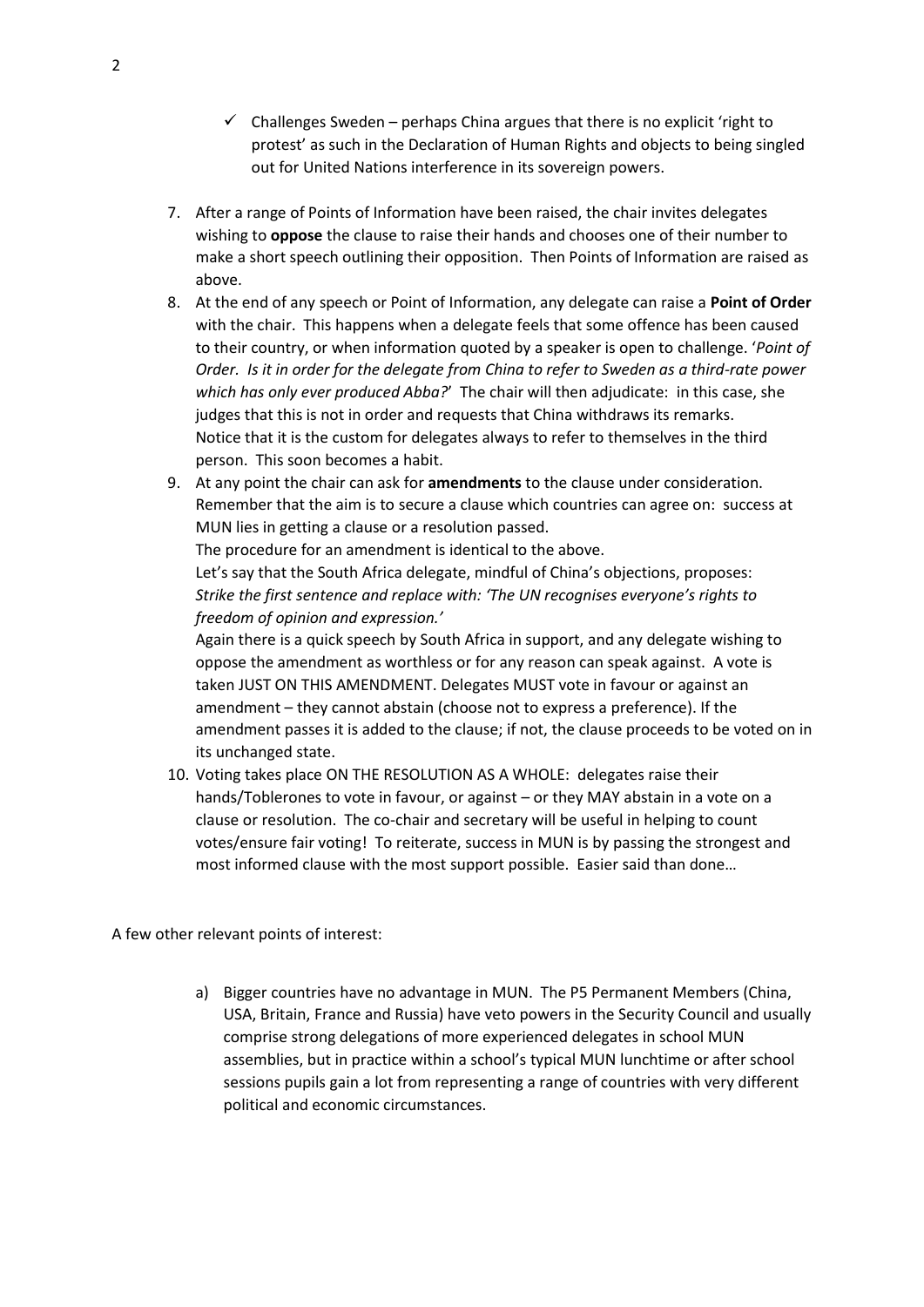- ✓ Challenges Sweden – perhaps China argues that there is no explicit 'right to protest' as such in the Declaration of Human Rights and objects to being singled out for United Nations interference in its sovereign powers.

7. After a range of Points of Information have been raised, the chair invites delegates wishing to **oppose** the clause to raise their hands and chooses one of their number to make a short speech outlining their opposition. Then Points of Information are raised as above.
8. At the end of any speech or Point of Information, any delegate can raise a **Point of Order** with the chair. This happens when a delegate feels that some offence has been caused to their country, or when information quoted by a speaker is open to challenge. '*Point of Order. Is it in order for the delegate from China to refer to Sweden as a third-rate power which has only ever produced Abba?*' The chair will then adjudicate: in this case, she judges that this is not in order and requests that China withdraws its remarks.
   Notice that it is the custom for delegates always to refer to themselves in the third person. This soon becomes a habit.
9. At any point the chair can ask for **amendments** to the clause under consideration. Remember that the aim is to secure a clause which countries can agree on: success at MUN lies in getting a clause or a resolution passed.
   The procedure for an amendment is identical to the above.
   Let's say that the South Africa delegate, mindful of China's objections, proposes:
   *Strike the first sentence and replace with: 'The UN recognises everyone's rights to freedom of opinion and expression.'*
   Again there is a quick speech by South Africa in support, and any delegate wishing to oppose the amendment as worthless or for any reason can speak against. A vote is taken JUST ON THIS AMENDMENT. Delegates MUST vote in favour or against an amendment – they cannot abstain (choose not to express a preference). If the amendment passes it is added to the clause; if not, the clause proceeds to be voted on in its unchanged state.
10. Voting takes place ON THE RESOLUTION AS A WHOLE: delegates raise their hands/Toblerones to vote in favour, or against – or they MAY abstain in a vote on a clause or resolution. The co-chair and secretary will be useful in helping to count votes/ensure fair voting! To reiterate, success in MUN is by passing the strongest and most informed clause with the most support possible. Easier said than done…

A few other relevant points of interest:

a) Bigger countries have no advantage in MUN. The P5 Permanent Members (China, USA, Britain, France and Russia) have veto powers in the Security Council and usually comprise strong delegations of more experienced delegates in school MUN assemblies, but in practice within a school's typical MUN lunchtime or after school sessions pupils gain a lot from representing a range of countries with very different political and economic circumstances.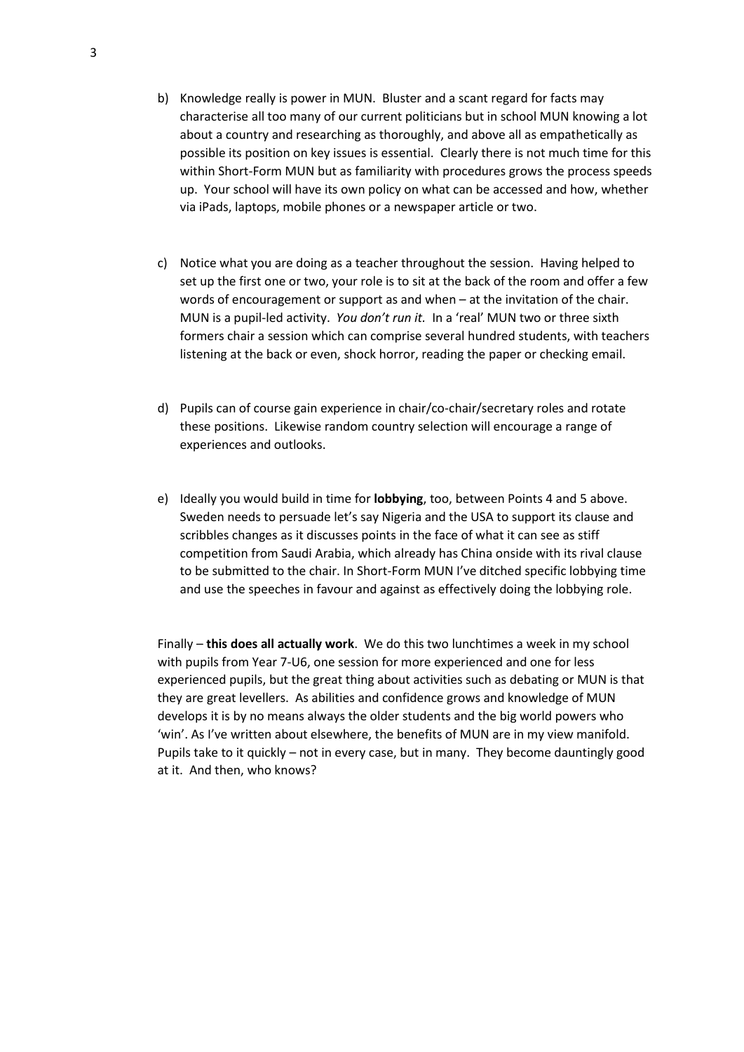b) Knowledge really is power in MUN. Bluster and a scant regard for facts may characterise all too many of our current politicians but in school MUN knowing a lot about a country and researching as thoroughly, and above all as empathetically as possible its position on key issues is essential. Clearly there is not much time for this within Short-Form MUN but as familiarity with procedures grows the process speeds up. Your school will have its own policy on what can be accessed and how, whether via iPads, laptops, mobile phones or a newspaper article or two.

c) Notice what you are doing as a teacher throughout the session. Having helped to set up the first one or two, your role is to sit at the back of the room and offer a few words of encouragement or support as and when – at the invitation of the chair. MUN is a pupil-led activity. *You don't run it.* In a 'real' MUN two or three sixth formers chair a session which can comprise several hundred students, with teachers listening at the back or even, shock horror, reading the paper or checking email.

d) Pupils can of course gain experience in chair/co-chair/secretary roles and rotate these positions. Likewise random country selection will encourage a range of experiences and outlooks.

e) Ideally you would build in time for **lobbying**, too, between Points 4 and 5 above. Sweden needs to persuade let's say Nigeria and the USA to support its clause and scribbles changes as it discusses points in the face of what it can see as stiff competition from Saudi Arabia, which already has China onside with its rival clause to be submitted to the chair. In Short-Form MUN I've ditched specific lobbying time and use the speeches in favour and against as effectively doing the lobbying role.

Finally – **this does all actually work**. We do this two lunchtimes a week in my school with pupils from Year 7-U6, one session for more experienced and one for less experienced pupils, but the great thing about activities such as debating or MUN is that they are great levellers. As abilities and confidence grows and knowledge of MUN develops it is by no means always the older students and the big world powers who 'win'. As I've written about elsewhere, the benefits of MUN are in my view manifold. Pupils take to it quickly – not in every case, but in many. They become dauntingly good at it. And then, who knows?